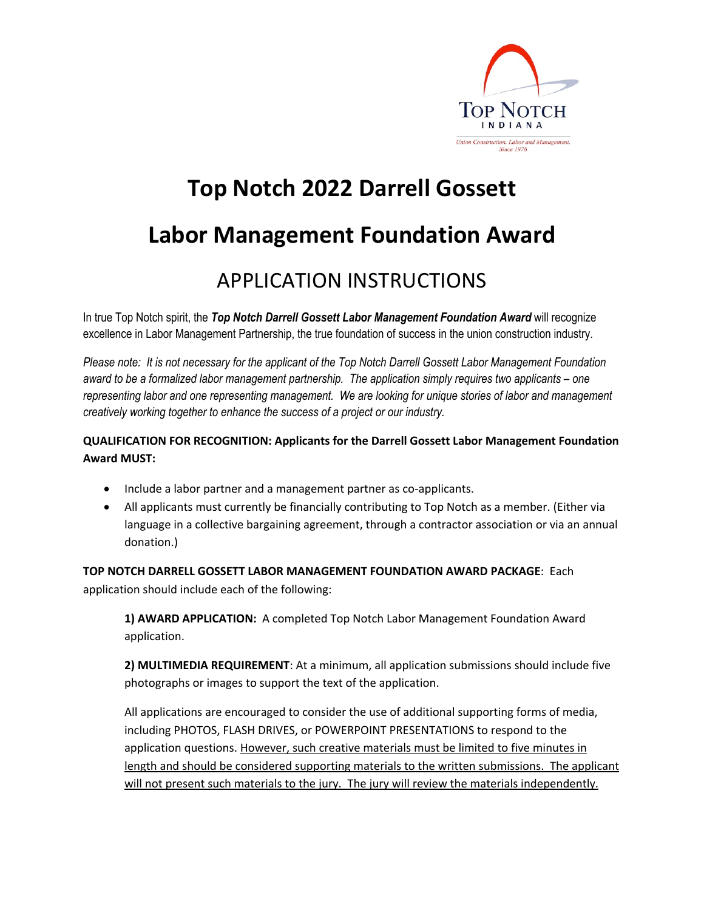Top Notch
INDIANA
Union Construction, Labor and Management, Since 1976

# Top Notch 2022 Darrell Gossett

# Labor Management Foundation Award

## APPLICATION INSTRUCTIONS

In true Top Notch spirit, the ***Top Notch Darrell Gossett Labor Management Foundation Award*** will recognize excellence in Labor Management Partnership, the true foundation of success in the union construction industry.

*Please note: It is not necessary for the applicant of the Top Notch Darrell Gossett Labor Management Foundation award to be a formalized labor management partnership. The application simply requires two applicants – one representing labor and one representing management. We are looking for unique stories of labor and management creatively working together to enhance the success of a project or our industry.*

**QUALIFICATION FOR RECOGNITION: Applicants for the Darrell Gossett Labor Management Foundation Award MUST:**

- Include a labor partner and a management partner as co-applicants.
- All applicants must currently be financially contributing to Top Notch as a member. (Either via language in a collective bargaining agreement, through a contractor association or via an annual donation.)

**TOP NOTCH DARRELL GOSSETT LABOR MANAGEMENT FOUNDATION AWARD PACKAGE**: Each application should include each of the following:

**1) AWARD APPLICATION:** A completed Top Notch Labor Management Foundation Award application.

**2) MULTIMEDIA REQUIREMENT**: At a minimum, all application submissions should include five photographs or images to support the text of the application.

All applications are encouraged to consider the use of additional supporting forms of media, including PHOTOS, FLASH DRIVES, or POWERPOINT PRESENTATIONS to respond to the application questions. <u>However, such creative materials must be limited to five minutes in length and should be considered supporting materials to the written submissions. The applicant will not present such materials to the jury. The jury will review the materials independently.</u>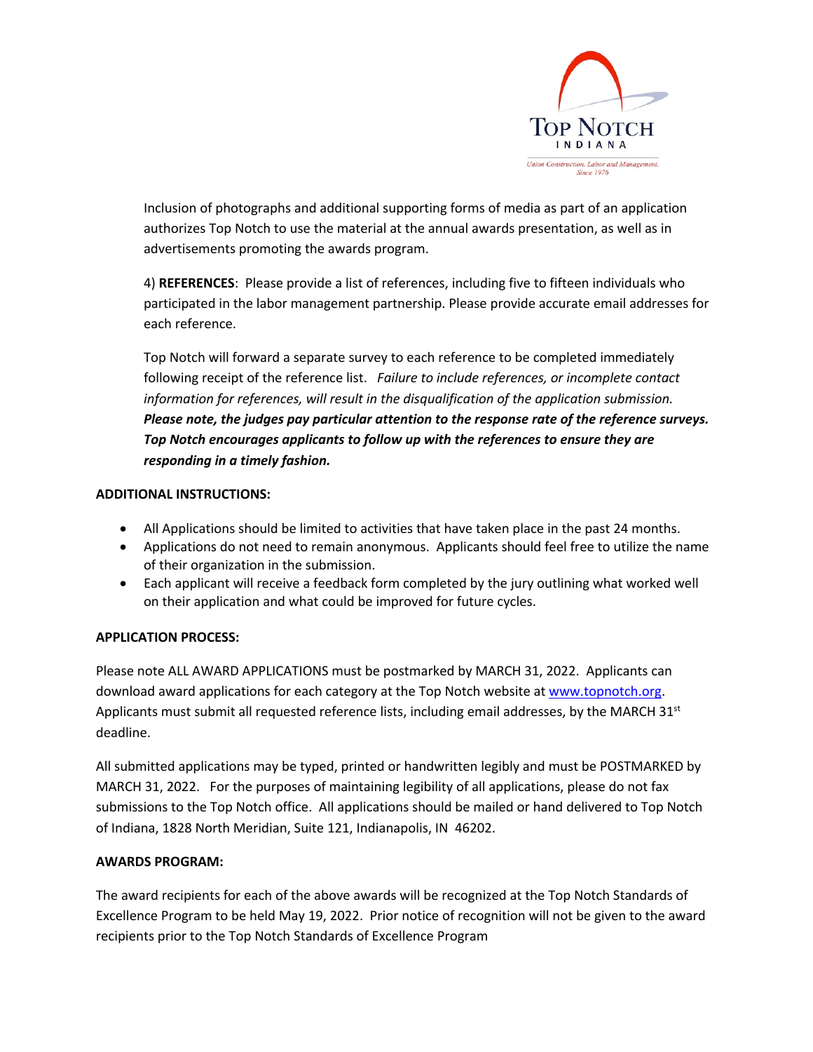Inclusion of photographs and additional supporting forms of media as part of an application authorizes Top Notch to use the material at the annual awards presentation, as well as in advertisements promoting the awards program.

4) **REFERENCES**: Please provide a list of references, including five to fifteen individuals who participated in the labor management partnership. Please provide accurate email addresses for each reference.

Top Notch will forward a separate survey to each reference to be completed immediately following receipt of the reference list. *Failure to include references, or incomplete contact information for references, will result in the disqualification of the application submission.* ***Please note, the judges pay particular attention to the response rate of the reference surveys. Top Notch encourages applicants to follow up with the references to ensure they are responding in a timely fashion.***

**ADDITIONAL INSTRUCTIONS:**

- All Applications should be limited to activities that have taken place in the past 24 months.
- Applications do not need to remain anonymous. Applicants should feel free to utilize the name of their organization in the submission.
- Each applicant will receive a feedback form completed by the jury outlining what worked well on their application and what could be improved for future cycles.

**APPLICATION PROCESS:**

Please note ALL AWARD APPLICATIONS must be postmarked by MARCH 31, 2022. Applicants can download award applications for each category at the Top Notch website at www.topnotch.org. Applicants must submit all requested reference lists, including email addresses, by the MARCH 31st deadline.

All submitted applications may be typed, printed or handwritten legibly and must be POSTMARKED by MARCH 31, 2022. For the purposes of maintaining legibility of all applications, please do not fax submissions to the Top Notch office. All applications should be mailed or hand delivered to Top Notch of Indiana, 1828 North Meridian, Suite 121, Indianapolis, IN 46202.

**AWARDS PROGRAM:**

The award recipients for each of the above awards will be recognized at the Top Notch Standards of Excellence Program to be held May 19, 2022. Prior notice of recognition will not be given to the award recipients prior to the Top Notch Standards of Excellence Program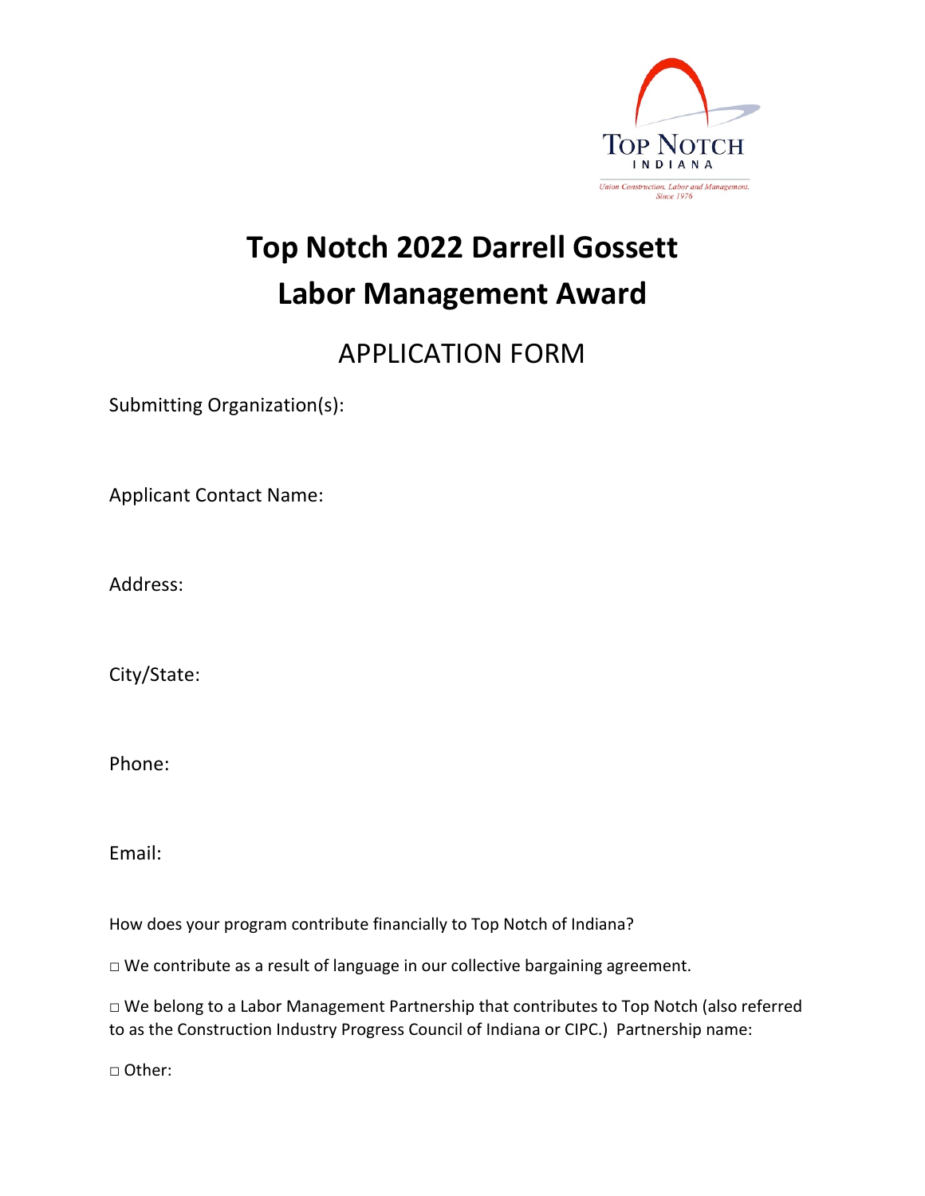# Top Notch 2022 Darrell Gossett Labor Management Award

## APPLICATION FORM

Submitting Organization(s):

Applicant Contact Name:

Address:

City/State:

Phone:

Email:

How does your program contribute financially to Top Notch of Indiana?

□ We contribute as a result of language in our collective bargaining agreement.

□ We belong to a Labor Management Partnership that contributes to Top Notch (also referred to as the Construction Industry Progress Council of Indiana or CIPC.) Partnership name:

□ Other: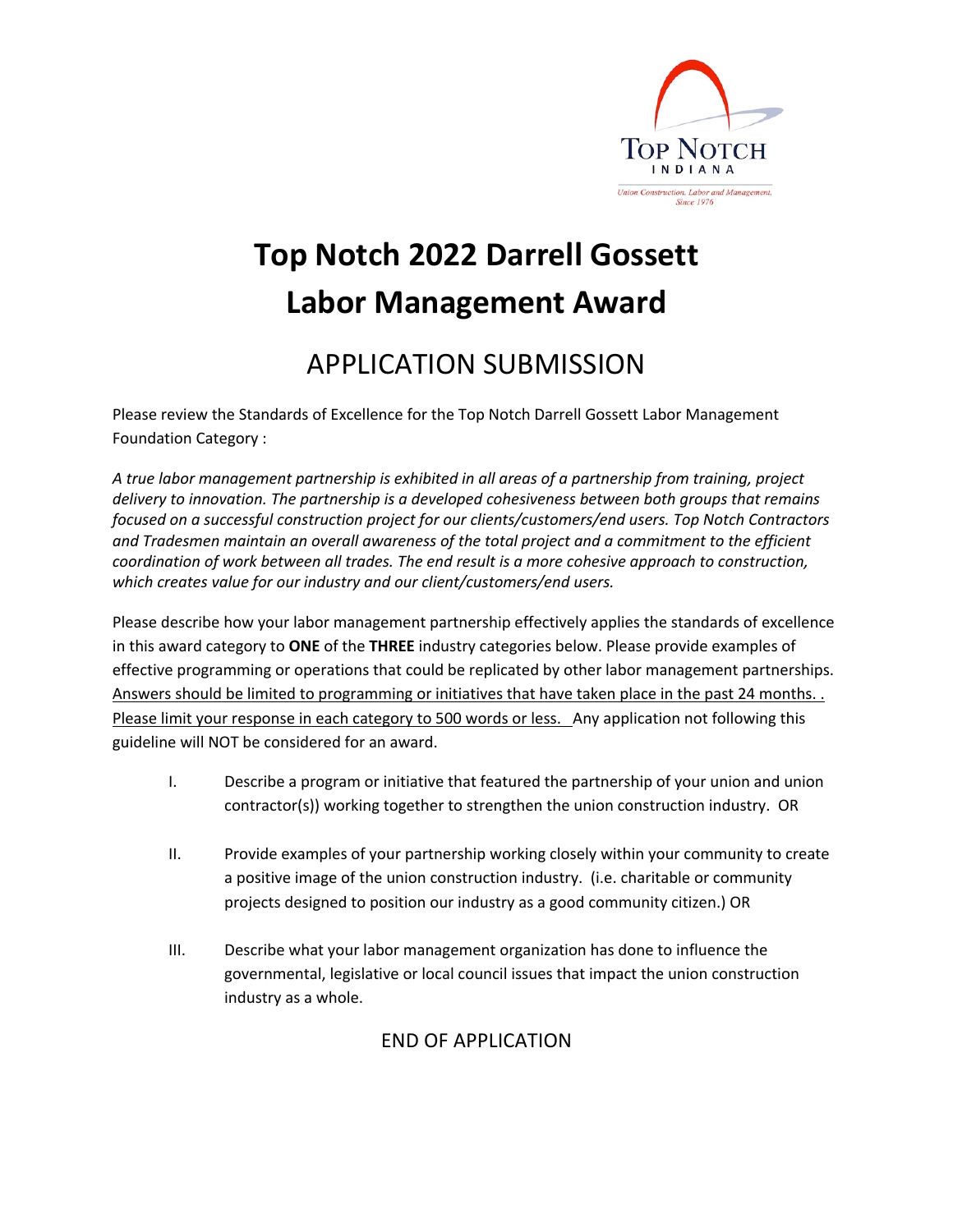Top Notch Indiana

Union Construction, Labor and Management. Since 1976

# Top Notch 2022 Darrell Gossett Labor Management Award

## APPLICATION SUBMISSION

Please review the Standards of Excellence for the Top Notch Darrell Gossett Labor Management Foundation Category :

*A true labor management partnership is exhibited in all areas of a partnership from training, project delivery to innovation. The partnership is a developed cohesiveness between both groups that remains focused on a successful construction project for our clients/customers/end users. Top Notch Contractors and Tradesmen maintain an overall awareness of the total project and a commitment to the efficient coordination of work between all trades. The end result is a more cohesive approach to construction, which creates value for our industry and our client/customers/end users.*

Please describe how your labor management partnership effectively applies the standards of excellence in this award category to **ONE** of the **THREE** industry categories below. Please provide examples of effective programming or operations that could be replicated by other labor management partnerships. <u>Answers should be limited to programming or initiatives that have taken place in the past 24 months. . Please limit your response in each category to 500 words or less.</u> Any application not following this guideline will NOT be considered for an award.

I. Describe a program or initiative that featured the partnership of your union and union contractor(s)) working together to strengthen the union construction industry. OR

II. Provide examples of your partnership working closely within your community to create a positive image of the union construction industry. (i.e. charitable or community projects designed to position our industry as a good community citizen.) OR

III. Describe what your labor management organization has done to influence the governmental, legislative or local council issues that impact the union construction industry as a whole.

END OF APPLICATION